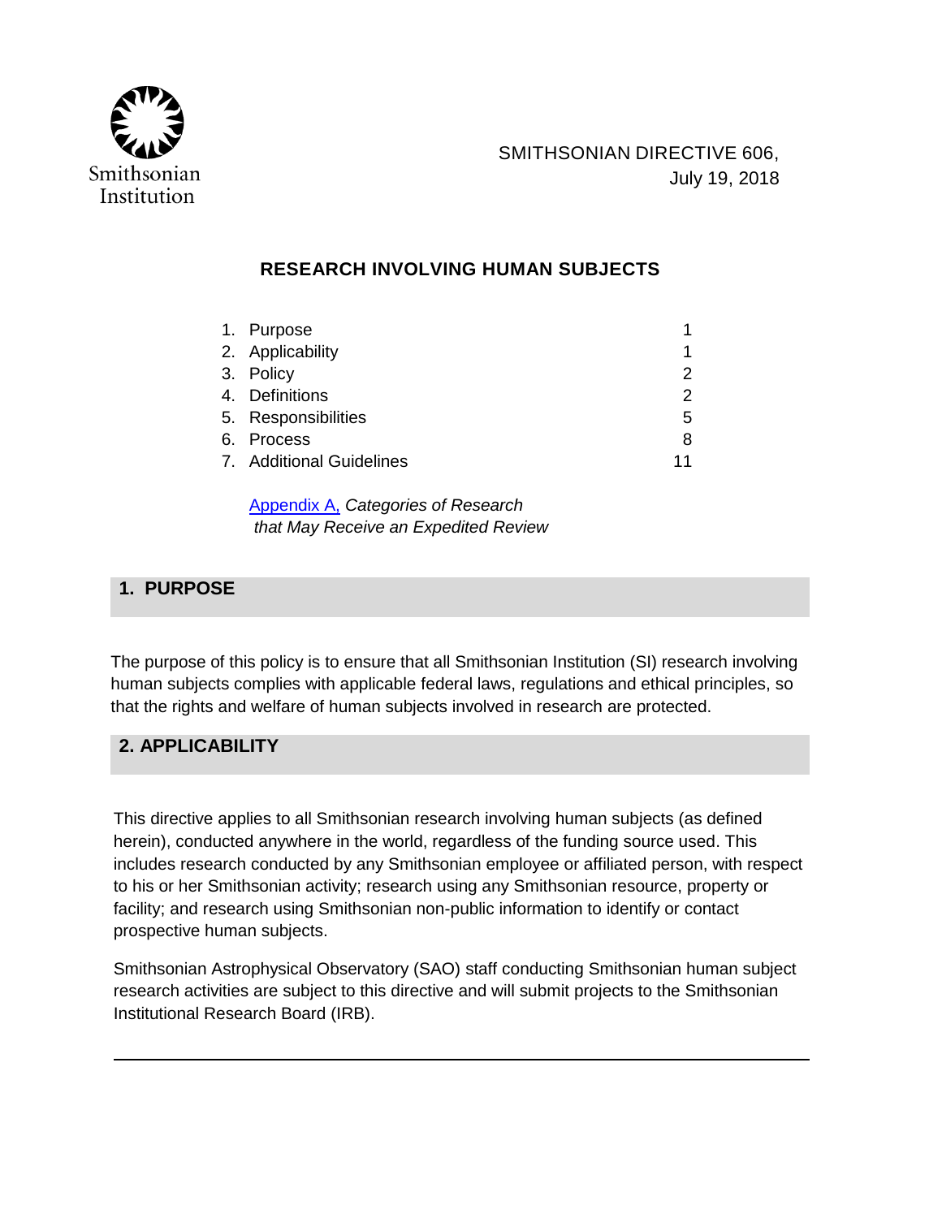Smithsonian Institution

SMITHSONIAN DIRECTIVE 606,
July 19, 2018

# RESEARCH INVOLVING HUMAN SUBJECTS

| | | |
|---|---|---|
| 1. | Purpose | 1 |
| 2. | Applicability | 1 |
| 3. | Policy | 2 |
| 4. | Definitions | 2 |
| 5. | Responsibilities | 5 |
| 6. | Process | 8 |
| 7. | Additional Guidelines | 11 |

Appendix A, *Categories of Research that May Receive an Expedited Review*

## 1. PURPOSE

The purpose of this policy is to ensure that all Smithsonian Institution (SI) research involving human subjects complies with applicable federal laws, regulations and ethical principles, so that the rights and welfare of human subjects involved in research are protected.

## 2. APPLICABILITY

This directive applies to all Smithsonian research involving human subjects (as defined herein), conducted anywhere in the world, regardless of the funding source used. This includes research conducted by any Smithsonian employee or affiliated person, with respect to his or her Smithsonian activity; research using any Smithsonian resource, property or facility; and research using Smithsonian non-public information to identify or contact prospective human subjects.

Smithsonian Astrophysical Observatory (SAO) staff conducting Smithsonian human subject research activities are subject to this directive and will submit projects to the Smithsonian Institutional Research Board (IRB).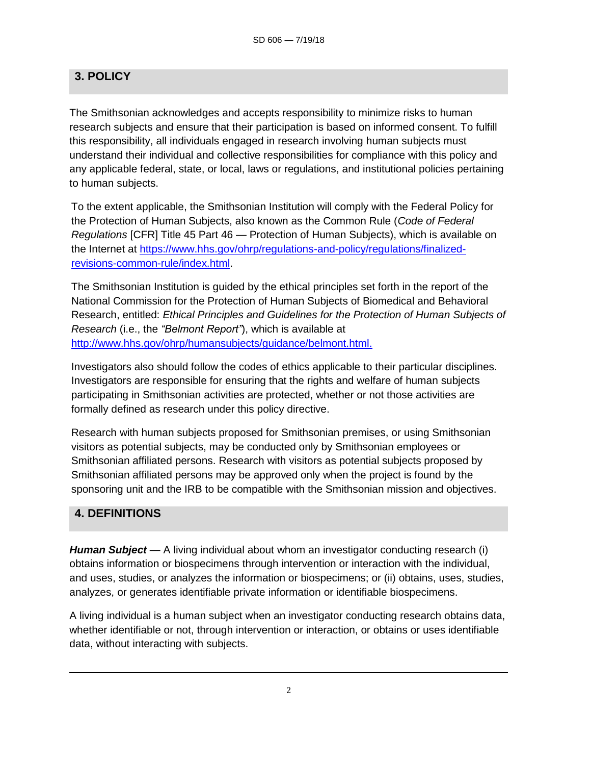## 3. POLICY

The Smithsonian acknowledges and accepts responsibility to minimize risks to human research subjects and ensure that their participation is based on informed consent. To fulfill this responsibility, all individuals engaged in research involving human subjects must understand their individual and collective responsibilities for compliance with this policy and any applicable federal, state, or local, laws or regulations, and institutional policies pertaining to human subjects.

To the extent applicable, the Smithsonian Institution will comply with the Federal Policy for the Protection of Human Subjects, also known as the Common Rule (*Code of Federal Regulations* [CFR] Title 45 Part 46 — Protection of Human Subjects), which is available on the Internet at [https://www.hhs.gov/ohrp/regulations-and-policy/regulations/finalized-revisions-common-rule/index.html](https://www.hhs.gov/ohrp/regulations-and-policy/regulations/finalized-revisions-common-rule/index.html).

The Smithsonian Institution is guided by the ethical principles set forth in the report of the National Commission for the Protection of Human Subjects of Biomedical and Behavioral Research, entitled: *Ethical Principles and Guidelines for the Protection of Human Subjects of Research* (i.e., the *"Belmont Report"*), which is available at [http://www.hhs.gov/ohrp/humansubjects/guidance/belmont.html.](http://www.hhs.gov/ohrp/humansubjects/guidance/belmont.html)

Investigators also should follow the codes of ethics applicable to their particular disciplines. Investigators are responsible for ensuring that the rights and welfare of human subjects participating in Smithsonian activities are protected, whether or not those activities are formally defined as research under this policy directive.

Research with human subjects proposed for Smithsonian premises, or using Smithsonian visitors as potential subjects, may be conducted only by Smithsonian employees or Smithsonian affiliated persons. Research with visitors as potential subjects proposed by Smithsonian affiliated persons may be approved only when the project is found by the sponsoring unit and the IRB to be compatible with the Smithsonian mission and objectives.

## 4. DEFINITIONS

***Human Subject*** — A living individual about whom an investigator conducting research (i) obtains information or biospecimens through intervention or interaction with the individual, and uses, studies, or analyzes the information or biospecimens; or (ii) obtains, uses, studies, analyzes, or generates identifiable private information or identifiable biospecimens.

A living individual is a human subject when an investigator conducting research obtains data, whether identifiable or not, through intervention or interaction, or obtains or uses identifiable data, without interacting with subjects.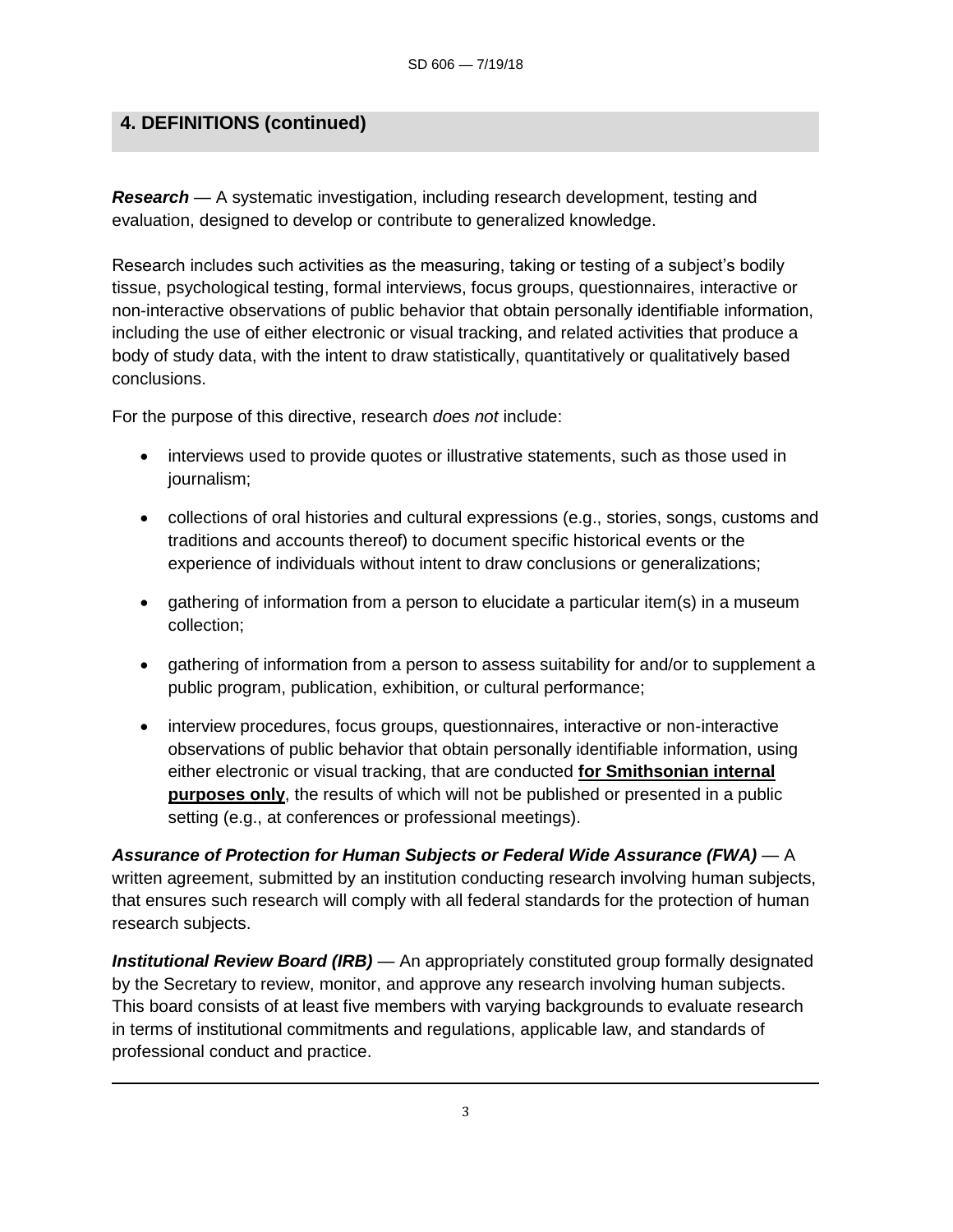## 4. DEFINITIONS (continued)

***Research*** — A systematic investigation, including research development, testing and evaluation, designed to develop or contribute to generalized knowledge.

Research includes such activities as the measuring, taking or testing of a subject's bodily tissue, psychological testing, formal interviews, focus groups, questionnaires, interactive or non-interactive observations of public behavior that obtain personally identifiable information, including the use of either electronic or visual tracking, and related activities that produce a body of study data, with the intent to draw statistically, quantitatively or qualitatively based conclusions.

For the purpose of this directive, research *does not* include:

- interviews used to provide quotes or illustrative statements, such as those used in journalism;
- collections of oral histories and cultural expressions (e.g., stories, songs, customs and traditions and accounts thereof) to document specific historical events or the experience of individuals without intent to draw conclusions or generalizations;
- gathering of information from a person to elucidate a particular item(s) in a museum collection;
- gathering of information from a person to assess suitability for and/or to supplement a public program, publication, exhibition, or cultural performance;
- interview procedures, focus groups, questionnaires, interactive or non-interactive observations of public behavior that obtain personally identifiable information, using either electronic or visual tracking, that are conducted **<u>for Smithsonian internal purposes only</u>**, the results of which will not be published or presented in a public setting (e.g., at conferences or professional meetings).

***Assurance of Protection for Human Subjects or Federal Wide Assurance (FWA)*** — A written agreement, submitted by an institution conducting research involving human subjects, that ensures such research will comply with all federal standards for the protection of human research subjects.

***Institutional Review Board (IRB)*** — An appropriately constituted group formally designated by the Secretary to review, monitor, and approve any research involving human subjects. This board consists of at least five members with varying backgrounds to evaluate research in terms of institutional commitments and regulations, applicable law, and standards of professional conduct and practice.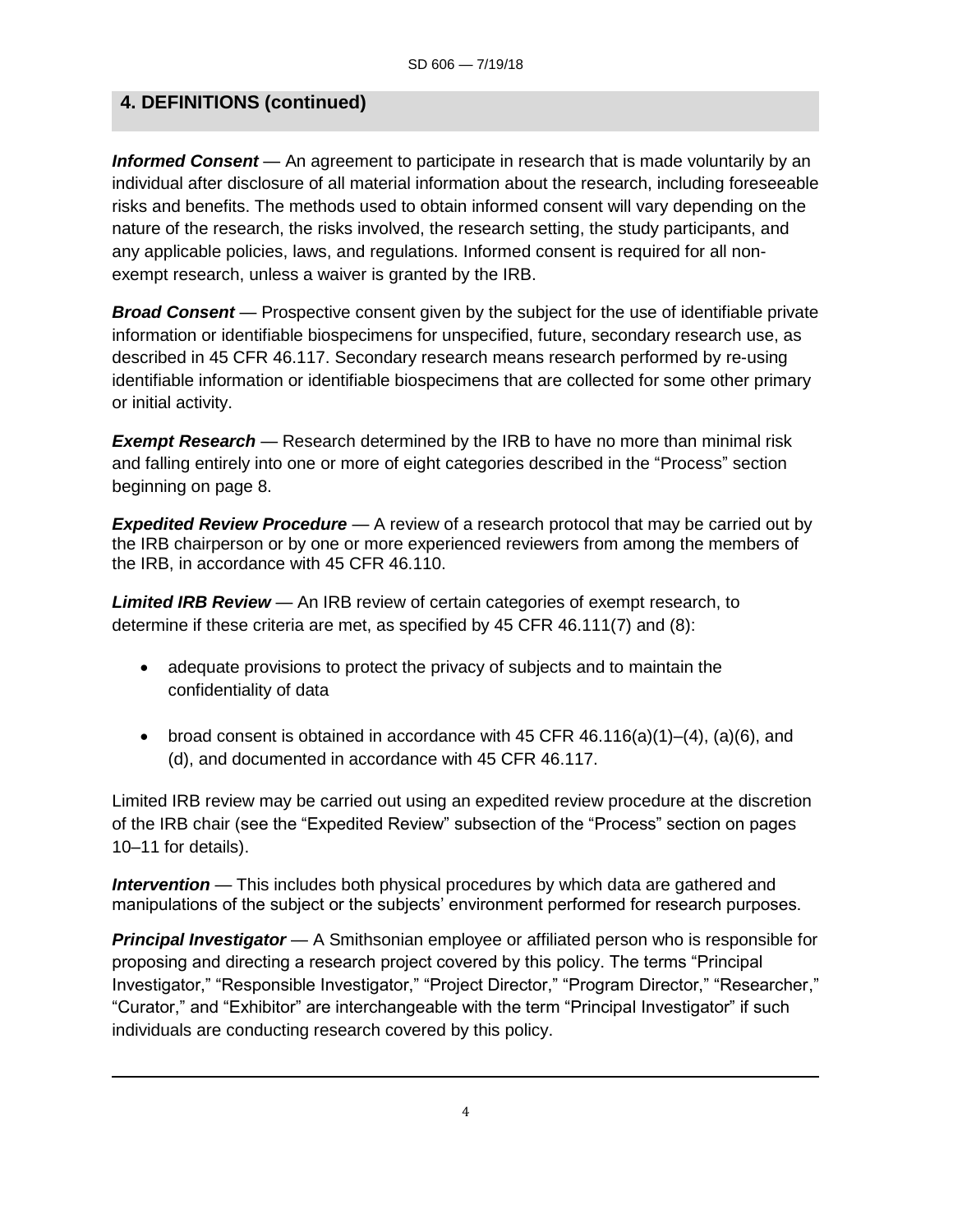## 4. DEFINITIONS (continued)

***Informed Consent*** — An agreement to participate in research that is made voluntarily by an individual after disclosure of all material information about the research, including foreseeable risks and benefits. The methods used to obtain informed consent will vary depending on the nature of the research, the risks involved, the research setting, the study participants, and any applicable policies, laws, and regulations. Informed consent is required for all non-exempt research, unless a waiver is granted by the IRB.

***Broad Consent*** — Prospective consent given by the subject for the use of identifiable private information or identifiable biospecimens for unspecified, future, secondary research use, as described in 45 CFR 46.117. Secondary research means research performed by re-using identifiable information or identifiable biospecimens that are collected for some other primary or initial activity.

***Exempt Research*** — Research determined by the IRB to have no more than minimal risk and falling entirely into one or more of eight categories described in the "Process" section beginning on page 8.

***Expedited Review Procedure*** — A review of a research protocol that may be carried out by the IRB chairperson or by one or more experienced reviewers from among the members of the IRB, in accordance with 45 CFR 46.110.

***Limited IRB Review*** — An IRB review of certain categories of exempt research, to determine if these criteria are met, as specified by 45 CFR 46.111(7) and (8):

- adequate provisions to protect the privacy of subjects and to maintain the confidentiality of data
- broad consent is obtained in accordance with 45 CFR 46.116(a)(1)–(4), (a)(6), and (d), and documented in accordance with 45 CFR 46.117.

Limited IRB review may be carried out using an expedited review procedure at the discretion of the IRB chair (see the "Expedited Review" subsection of the "Process" section on pages 10–11 for details).

***Intervention*** — This includes both physical procedures by which data are gathered and manipulations of the subject or the subjects' environment performed for research purposes.

***Principal Investigator*** — A Smithsonian employee or affiliated person who is responsible for proposing and directing a research project covered by this policy. The terms "Principal Investigator," "Responsible Investigator," "Project Director," "Program Director," "Researcher," "Curator," and "Exhibitor" are interchangeable with the term "Principal Investigator" if such individuals are conducting research covered by this policy.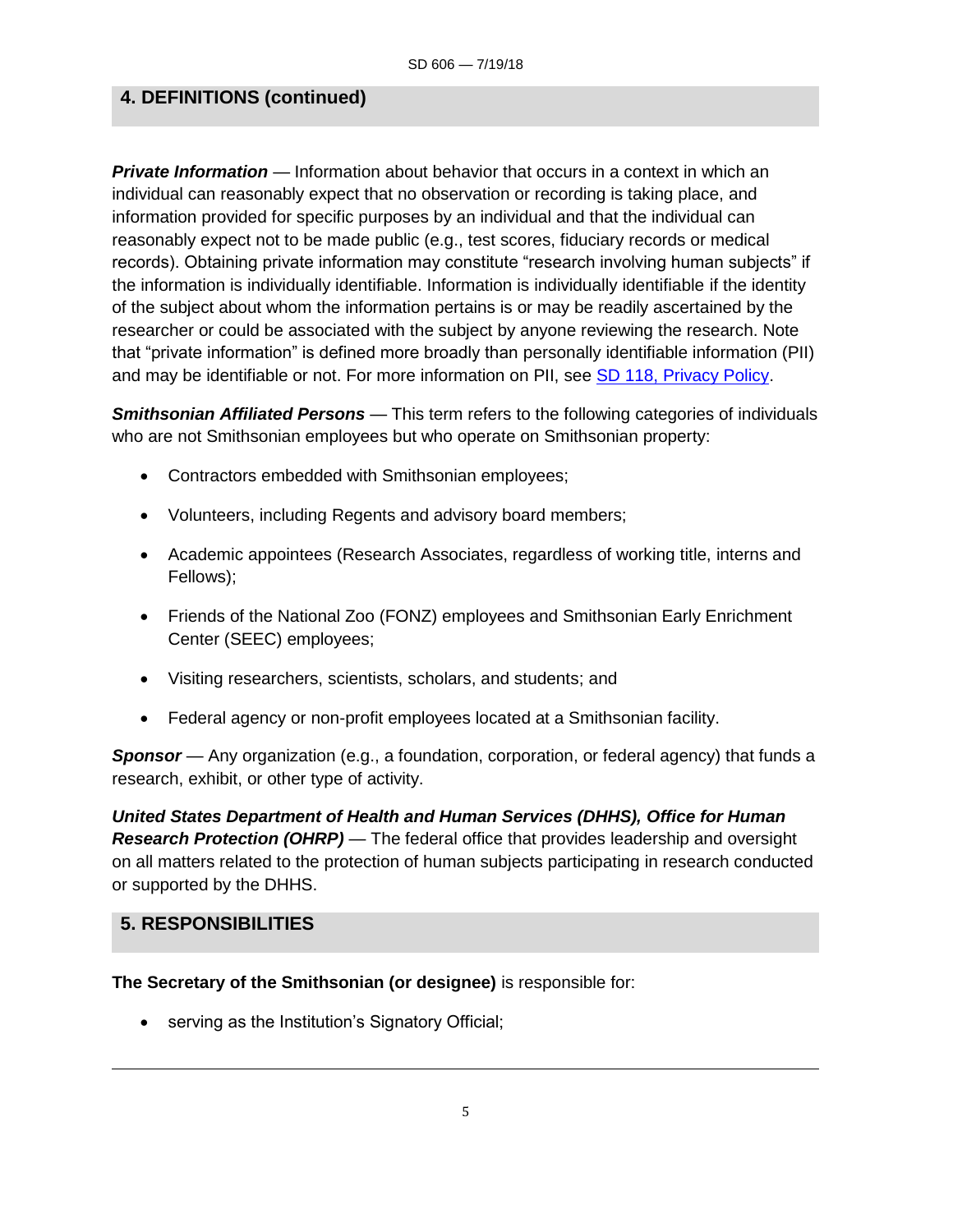## 4. DEFINITIONS (continued)

***Private Information*** — Information about behavior that occurs in a context in which an individual can reasonably expect that no observation or recording is taking place, and information provided for specific purposes by an individual and that the individual can reasonably expect not to be made public (e.g., test scores, fiduciary records or medical records). Obtaining private information may constitute "research involving human subjects" if the information is individually identifiable. Information is individually identifiable if the identity of the subject about whom the information pertains is or may be readily ascertained by the researcher or could be associated with the subject by anyone reviewing the research. Note that "private information" is defined more broadly than personally identifiable information (PII) and may be identifiable or not. For more information on PII, see [SD 118, Privacy Policy](SD 118, Privacy Policy).

***Smithsonian Affiliated Persons*** — This term refers to the following categories of individuals who are not Smithsonian employees but who operate on Smithsonian property:

- Contractors embedded with Smithsonian employees;
- Volunteers, including Regents and advisory board members;
- Academic appointees (Research Associates, regardless of working title, interns and Fellows);
- Friends of the National Zoo (FONZ) employees and Smithsonian Early Enrichment Center (SEEC) employees;
- Visiting researchers, scientists, scholars, and students; and
- Federal agency or non-profit employees located at a Smithsonian facility.

***Sponsor*** — Any organization (e.g., a foundation, corporation, or federal agency) that funds a research, exhibit, or other type of activity.

***United States Department of Health and Human Services (DHHS), Office for Human Research Protection (OHRP)*** — The federal office that provides leadership and oversight on all matters related to the protection of human subjects participating in research conducted or supported by the DHHS.

## 5. RESPONSIBILITIES

**The Secretary of the Smithsonian (or designee)** is responsible for:

- serving as the Institution's Signatory Official;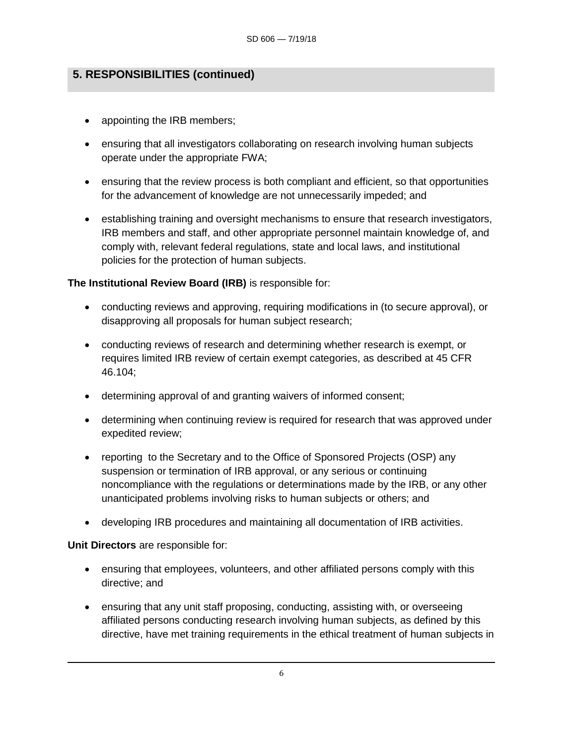## 5. RESPONSIBILITIES (continued)

- appointing the IRB members;
- ensuring that all investigators collaborating on research involving human subjects operate under the appropriate FWA;
- ensuring that the review process is both compliant and efficient, so that opportunities for the advancement of knowledge are not unnecessarily impeded; and
- establishing training and oversight mechanisms to ensure that research investigators, IRB members and staff, and other appropriate personnel maintain knowledge of, and comply with, relevant federal regulations, state and local laws, and institutional policies for the protection of human subjects.

**The Institutional Review Board (IRB)** is responsible for:

- conducting reviews and approving, requiring modifications in (to secure approval), or disapproving all proposals for human subject research;
- conducting reviews of research and determining whether research is exempt, or requires limited IRB review of certain exempt categories, as described at 45 CFR 46.104;
- determining approval of and granting waivers of informed consent;
- determining when continuing review is required for research that was approved under expedited review;
- reporting to the Secretary and to the Office of Sponsored Projects (OSP) any suspension or termination of IRB approval, or any serious or continuing noncompliance with the regulations or determinations made by the IRB, or any other unanticipated problems involving risks to human subjects or others; and
- developing IRB procedures and maintaining all documentation of IRB activities.

**Unit Directors** are responsible for:

- ensuring that employees, volunteers, and other affiliated persons comply with this directive; and
- ensuring that any unit staff proposing, conducting, assisting with, or overseeing affiliated persons conducting research involving human subjects, as defined by this directive, have met training requirements in the ethical treatment of human subjects in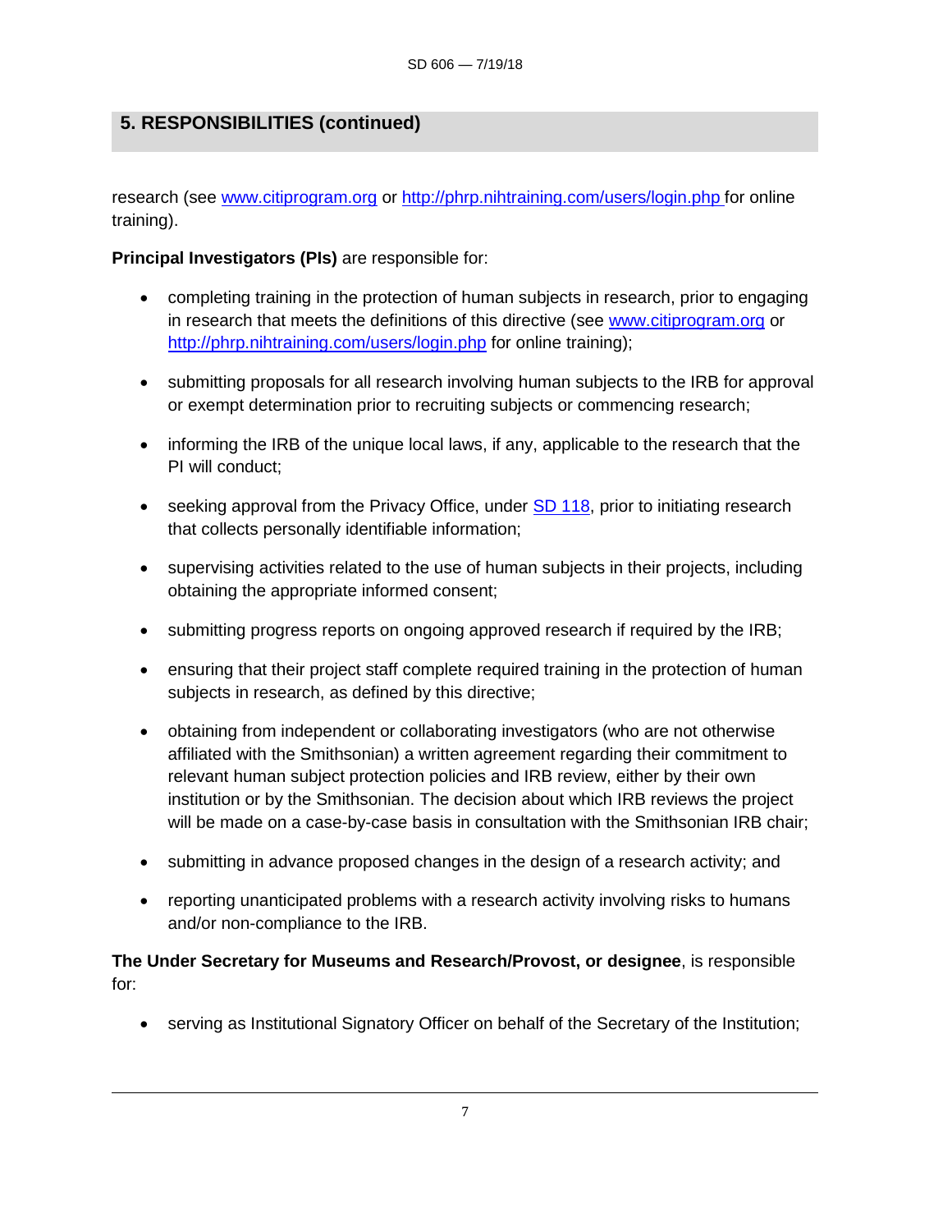## 5. RESPONSIBILITIES (continued)

research (see www.citiprogram.org or http://phrp.nihtraining.com/users/login.php for online training).

**Principal Investigators (PIs)** are responsible for:

- completing training in the protection of human subjects in research, prior to engaging in research that meets the definitions of this directive (see www.citiprogram.org or http://phrp.nihtraining.com/users/login.php for online training);
- submitting proposals for all research involving human subjects to the IRB for approval or exempt determination prior to recruiting subjects or commencing research;
- informing the IRB of the unique local laws, if any, applicable to the research that the PI will conduct;
- seeking approval from the Privacy Office, under SD 118, prior to initiating research that collects personally identifiable information;
- supervising activities related to the use of human subjects in their projects, including obtaining the appropriate informed consent;
- submitting progress reports on ongoing approved research if required by the IRB;
- ensuring that their project staff complete required training in the protection of human subjects in research, as defined by this directive;
- obtaining from independent or collaborating investigators (who are not otherwise affiliated with the Smithsonian) a written agreement regarding their commitment to relevant human subject protection policies and IRB review, either by their own institution or by the Smithsonian. The decision about which IRB reviews the project will be made on a case-by-case basis in consultation with the Smithsonian IRB chair;
- submitting in advance proposed changes in the design of a research activity; and
- reporting unanticipated problems with a research activity involving risks to humans and/or non-compliance to the IRB.

**The Under Secretary for Museums and Research/Provost, or designee**, is responsible for:

- serving as Institutional Signatory Officer on behalf of the Secretary of the Institution;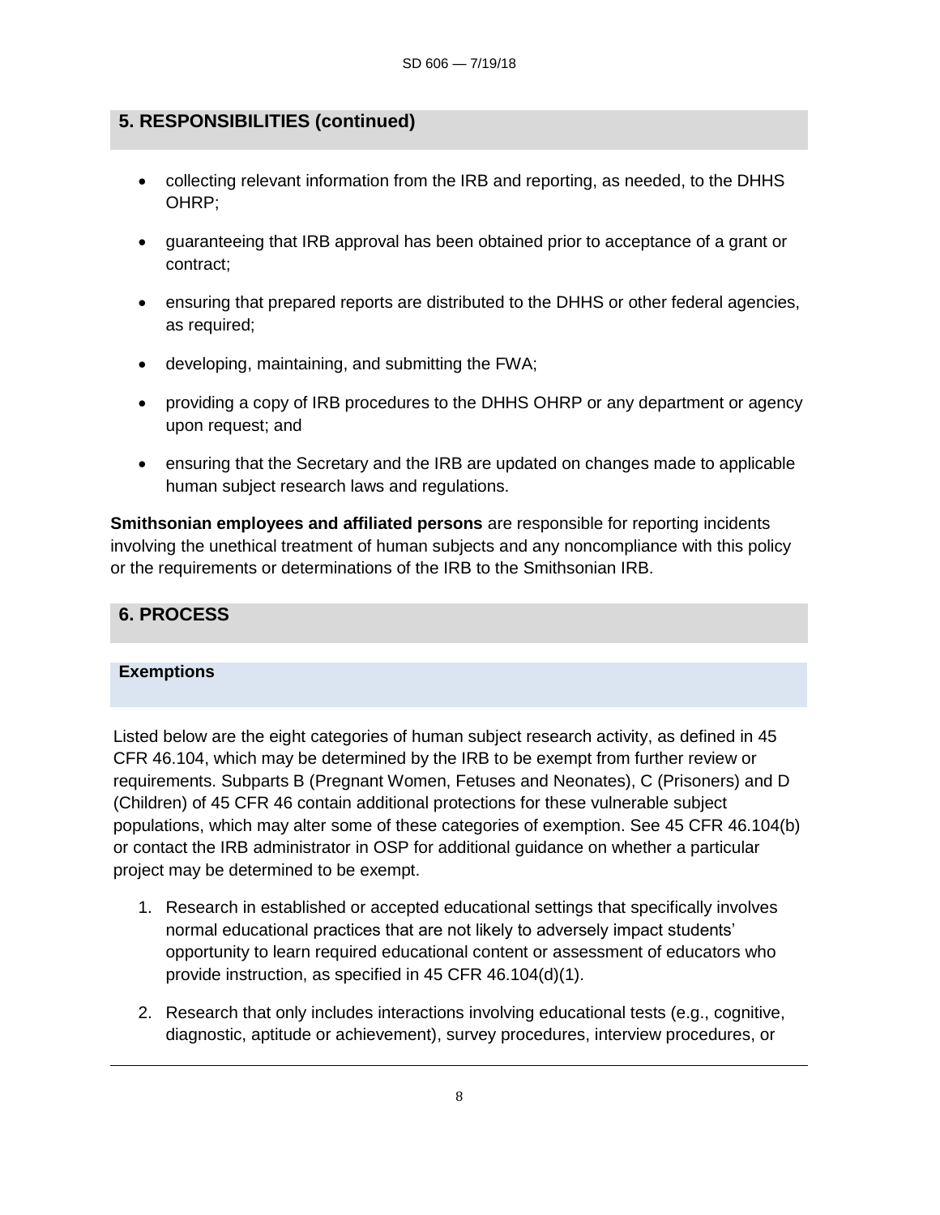## 5. RESPONSIBILITIES (continued)

- collecting relevant information from the IRB and reporting, as needed, to the DHHS OHRP;
- guaranteeing that IRB approval has been obtained prior to acceptance of a grant or contract;
- ensuring that prepared reports are distributed to the DHHS or other federal agencies, as required;
- developing, maintaining, and submitting the FWA;
- providing a copy of IRB procedures to the DHHS OHRP or any department or agency upon request; and
- ensuring that the Secretary and the IRB are updated on changes made to applicable human subject research laws and regulations.

**Smithsonian employees and affiliated persons** are responsible for reporting incidents involving the unethical treatment of human subjects and any noncompliance with this policy or the requirements or determinations of the IRB to the Smithsonian IRB.

## 6. PROCESS

### Exemptions

Listed below are the eight categories of human subject research activity, as defined in 45 CFR 46.104, which may be determined by the IRB to be exempt from further review or requirements. Subparts B (Pregnant Women, Fetuses and Neonates), C (Prisoners) and D (Children) of 45 CFR 46 contain additional protections for these vulnerable subject populations, which may alter some of these categories of exemption. See 45 CFR 46.104(b) or contact the IRB administrator in OSP for additional guidance on whether a particular project may be determined to be exempt.

1. Research in established or accepted educational settings that specifically involves normal educational practices that are not likely to adversely impact students' opportunity to learn required educational content or assessment of educators who provide instruction, as specified in 45 CFR 46.104(d)(1).
2. Research that only includes interactions involving educational tests (e.g., cognitive, diagnostic, aptitude or achievement), survey procedures, interview procedures, or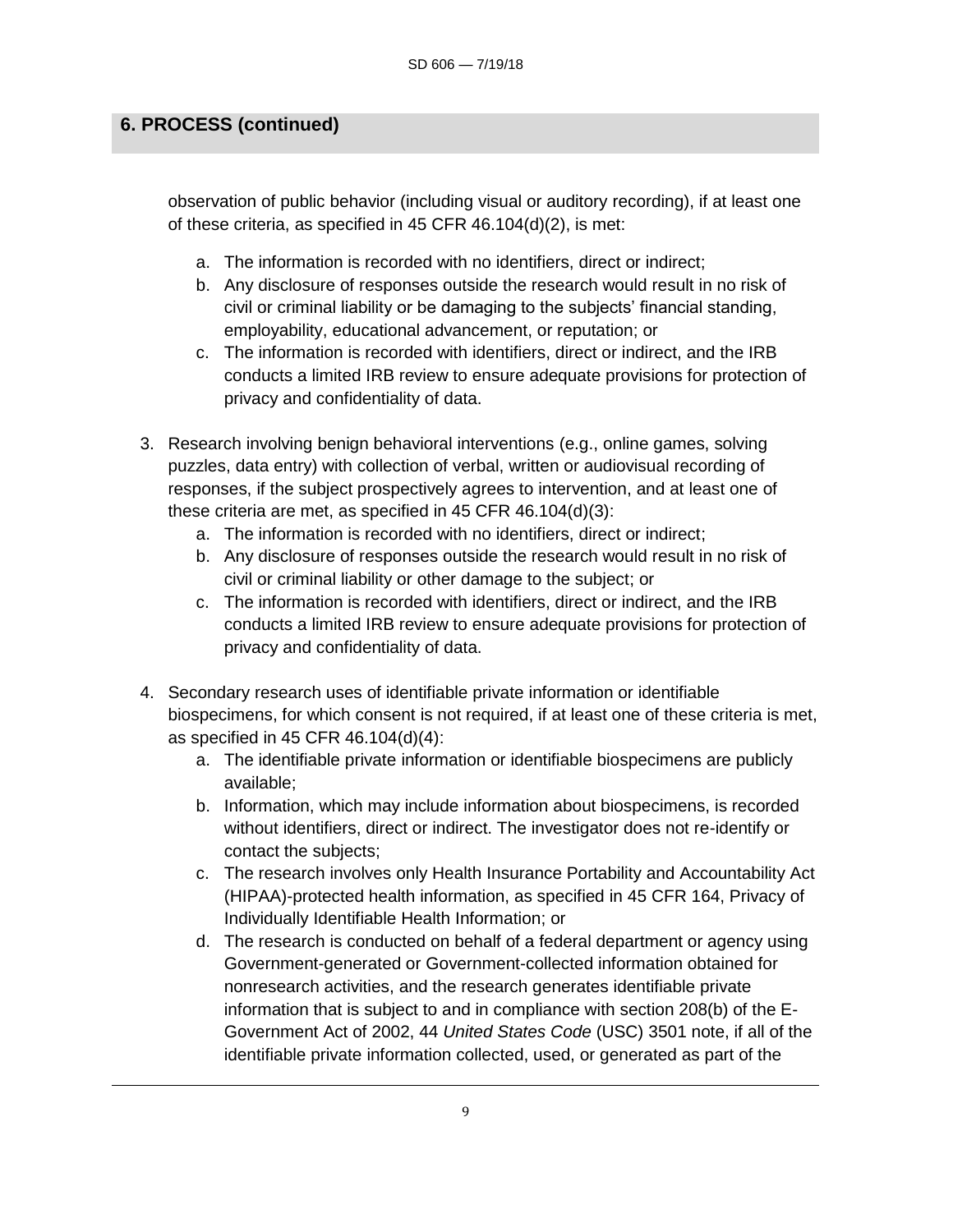## 6. PROCESS (continued)

observation of public behavior (including visual or auditory recording), if at least one of these criteria, as specified in 45 CFR 46.104(d)(2), is met:

a. The information is recorded with no identifiers, direct or indirect;
b. Any disclosure of responses outside the research would result in no risk of civil or criminal liability or be damaging to the subjects' financial standing, employability, educational advancement, or reputation; or
c. The information is recorded with identifiers, direct or indirect, and the IRB conducts a limited IRB review to ensure adequate provisions for protection of privacy and confidentiality of data.

3. Research involving benign behavioral interventions (e.g., online games, solving puzzles, data entry) with collection of verbal, written or audiovisual recording of responses, if the subject prospectively agrees to intervention, and at least one of these criteria are met, as specified in 45 CFR 46.104(d)(3):
   a. The information is recorded with no identifiers, direct or indirect;
   b. Any disclosure of responses outside the research would result in no risk of civil or criminal liability or other damage to the subject; or
   c. The information is recorded with identifiers, direct or indirect, and the IRB conducts a limited IRB review to ensure adequate provisions for protection of privacy and confidentiality of data.

4. Secondary research uses of identifiable private information or identifiable biospecimens, for which consent is not required, if at least one of these criteria is met, as specified in 45 CFR 46.104(d)(4):
   a. The identifiable private information or identifiable biospecimens are publicly available;
   b. Information, which may include information about biospecimens, is recorded without identifiers, direct or indirect. The investigator does not re-identify or contact the subjects;
   c. The research involves only Health Insurance Portability and Accountability Act (HIPAA)-protected health information, as specified in 45 CFR 164, Privacy of Individually Identifiable Health Information; or
   d. The research is conducted on behalf of a federal department or agency using Government-generated or Government-collected information obtained for nonresearch activities, and the research generates identifiable private information that is subject to and in compliance with section 208(b) of the E-Government Act of 2002, 44 *United States Code* (USC) 3501 note, if all of the identifiable private information collected, used, or generated as part of the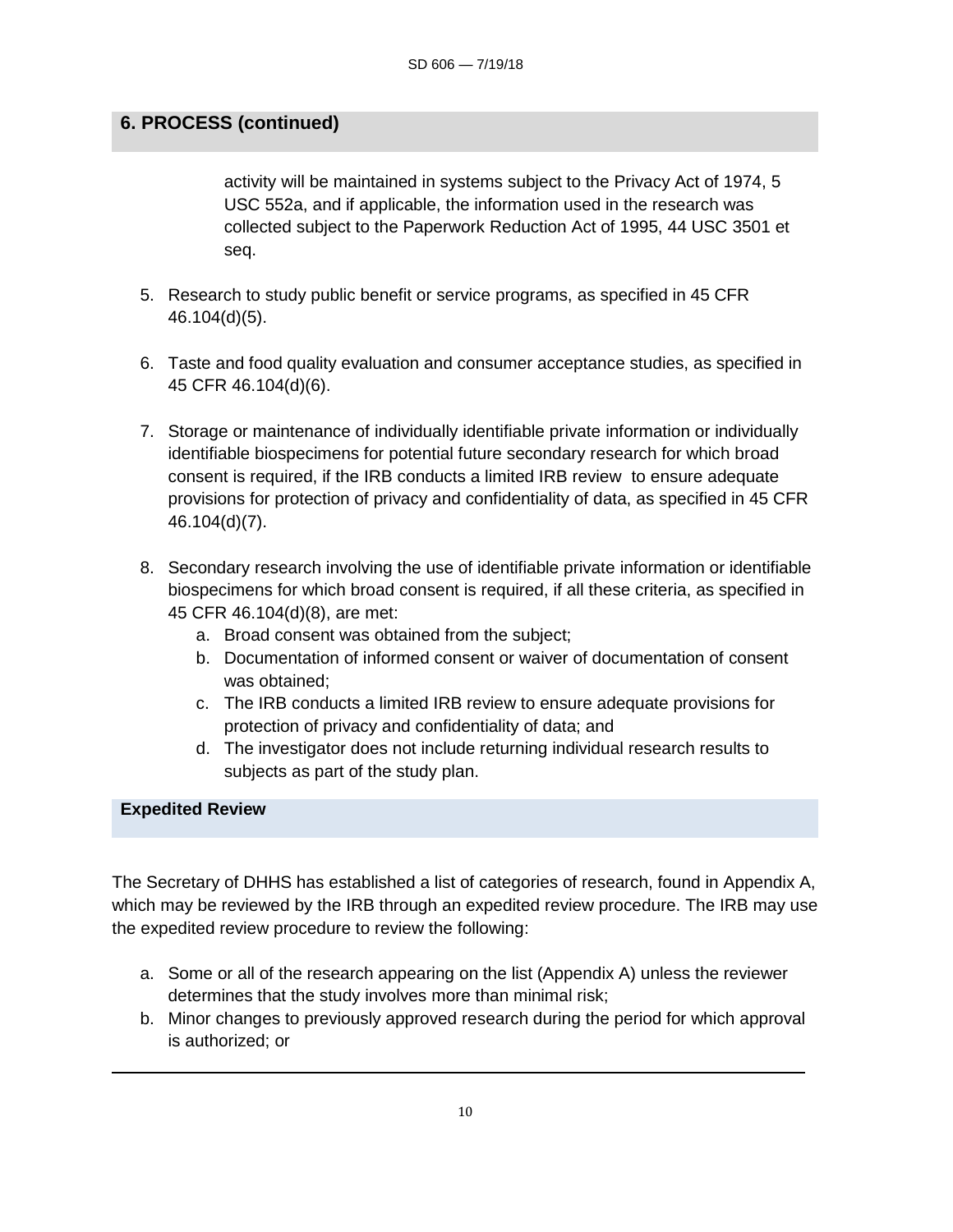## 6. PROCESS (continued)

activity will be maintained in systems subject to the Privacy Act of 1974, 5 USC 552a, and if applicable, the information used in the research was collected subject to the Paperwork Reduction Act of 1995, 44 USC 3501 et seq.

5. Research to study public benefit or service programs, as specified in 45 CFR 46.104(d)(5).

6. Taste and food quality evaluation and consumer acceptance studies, as specified in 45 CFR 46.104(d)(6).

7. Storage or maintenance of individually identifiable private information or individually identifiable biospecimens for potential future secondary research for which broad consent is required, if the IRB conducts a limited IRB review to ensure adequate provisions for protection of privacy and confidentiality of data, as specified in 45 CFR 46.104(d)(7).

8. Secondary research involving the use of identifiable private information or identifiable biospecimens for which broad consent is required, if all these criteria, as specified in 45 CFR 46.104(d)(8), are met:
   a. Broad consent was obtained from the subject;
   b. Documentation of informed consent or waiver of documentation of consent was obtained;
   c. The IRB conducts a limited IRB review to ensure adequate provisions for protection of privacy and confidentiality of data; and
   d. The investigator does not include returning individual research results to subjects as part of the study plan.

### Expedited Review

The Secretary of DHHS has established a list of categories of research, found in Appendix A, which may be reviewed by the IRB through an expedited review procedure. The IRB may use the expedited review procedure to review the following:

a. Some or all of the research appearing on the list (Appendix A) unless the reviewer determines that the study involves more than minimal risk;
b. Minor changes to previously approved research during the period for which approval is authorized; or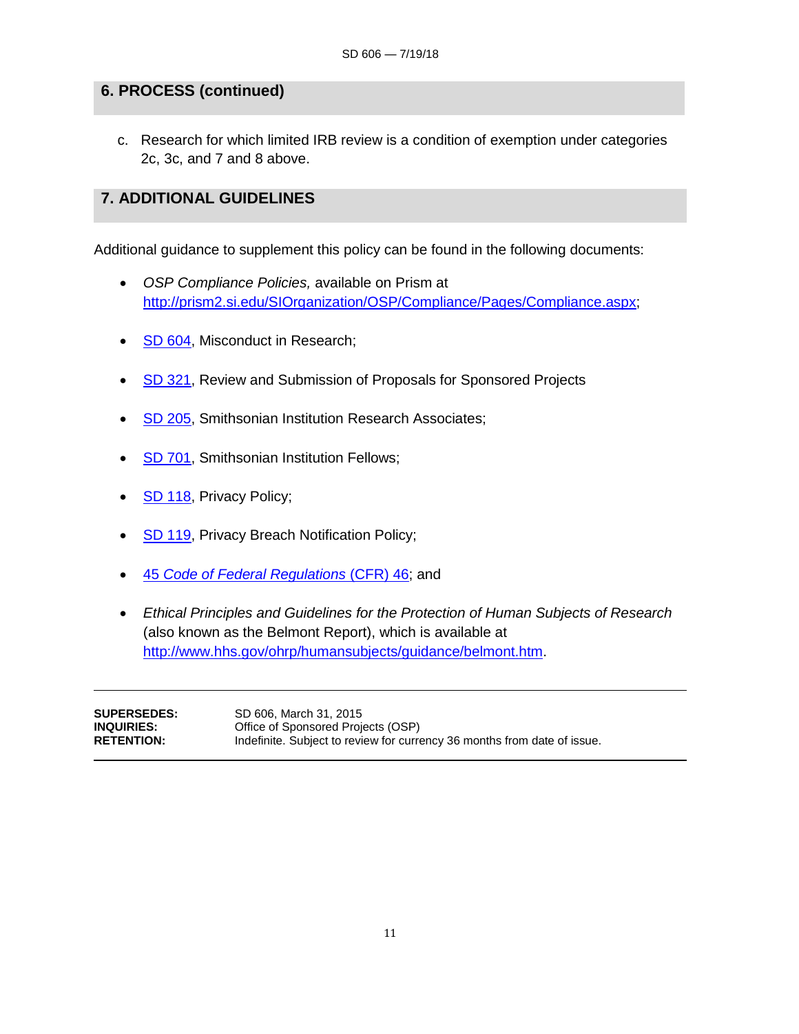## 6. PROCESS (continued)

c. Research for which limited IRB review is a condition of exemption under categories 2c, 3c, and 7 and 8 above.

## 7. ADDITIONAL GUIDELINES

Additional guidance to supplement this policy can be found in the following documents:

- *OSP Compliance Policies,* available on Prism at http://prism2.si.edu/SIOrganization/OSP/Compliance/Pages/Compliance.aspx;
- SD 604, Misconduct in Research;
- SD 321, Review and Submission of Proposals for Sponsored Projects
- SD 205, Smithsonian Institution Research Associates;
- SD 701, Smithsonian Institution Fellows;
- SD 118, Privacy Policy;
- SD 119, Privacy Breach Notification Policy;
- 45 *Code of Federal Regulations* (CFR) 46; and
- *Ethical Principles and Guidelines for the Protection of Human Subjects of Research* (also known as the Belmont Report), which is available at http://www.hhs.gov/ohrp/humansubjects/guidance/belmont.htm.

---

| | |
|---|---|
| **SUPERSEDES:** | SD 606, March 31, 2015 |
| **INQUIRIES:** | Office of Sponsored Projects (OSP) |
| **RETENTION:** | Indefinite. Subject to review for currency 36 months from date of issue. |